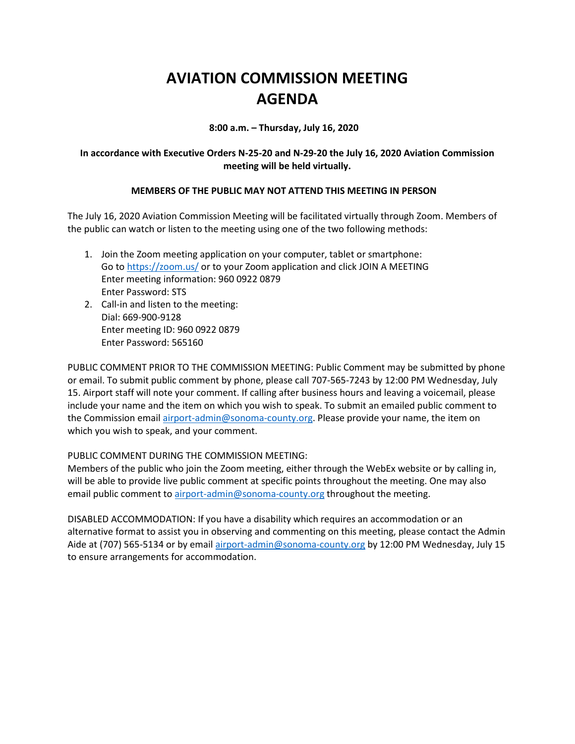# AVIATION COMMISSION MEETING AGENDA

**8:00 a.m. – Thursday, July 16, 2020**

**In accordance with Executive Orders N-25-20 and N-29-20 the July 16, 2020 Aviation Commission meeting will be held virtually.**

**MEMBERS OF THE PUBLIC MAY NOT ATTEND THIS MEETING IN PERSON**

The July 16, 2020 Aviation Commission Meeting will be facilitated virtually through Zoom. Members of the public can watch or listen to the meeting using one of the two following methods:

1. Join the Zoom meeting application on your computer, tablet or smartphone:
   Go to https://zoom.us/ or to your Zoom application and click JOIN A MEETING
   Enter meeting information: 960 0922 0879
   Enter Password: STS
2. Call-in and listen to the meeting:
   Dial: 669-900-9128
   Enter meeting ID: 960 0922 0879
   Enter Password: 565160

PUBLIC COMMENT PRIOR TO THE COMMISSION MEETING: Public Comment may be submitted by phone or email. To submit public comment by phone, please call 707-565-7243 by 12:00 PM Wednesday, July 15. Airport staff will note your comment. If calling after business hours and leaving a voicemail, please include your name and the item on which you wish to speak. To submit an emailed public comment to the Commission email airport-admin@sonoma-county.org. Please provide your name, the item on which you wish to speak, and your comment.

PUBLIC COMMENT DURING THE COMMISSION MEETING:
Members of the public who join the Zoom meeting, either through the WebEx website or by calling in, will be able to provide live public comment at specific points throughout the meeting. One may also email public comment to airport-admin@sonoma-county.org throughout the meeting.

DISABLED ACCOMMODATION: If you have a disability which requires an accommodation or an alternative format to assist you in observing and commenting on this meeting, please contact the Admin Aide at (707) 565-5134 or by email airport-admin@sonoma-county.org by 12:00 PM Wednesday, July 15 to ensure arrangements for accommodation.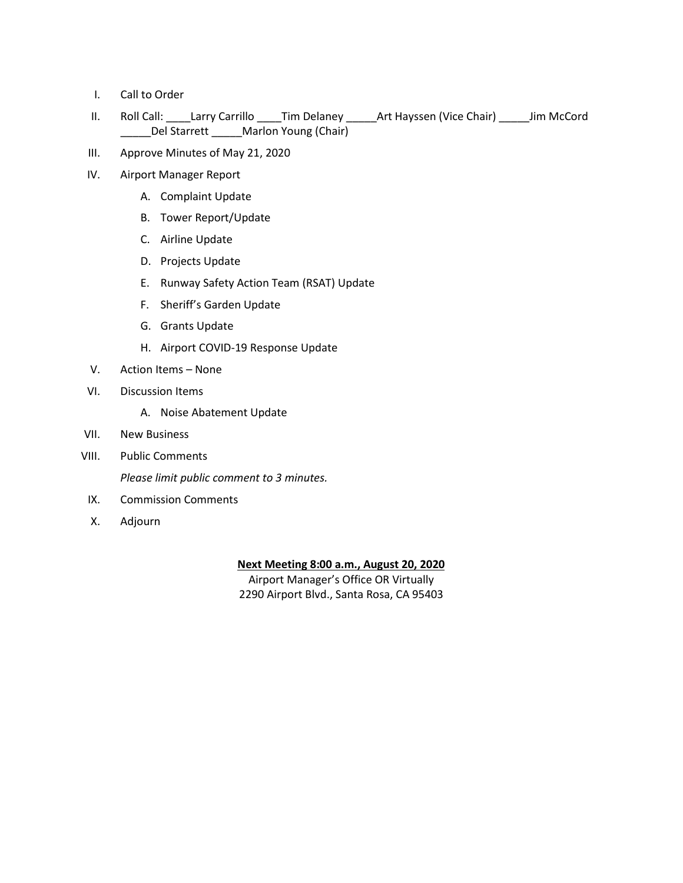I. Call to Order

II. Roll Call: ____Larry Carrillo ____Tim Delaney _____Art Hayssen (Vice Chair) _____Jim McCord _____Del Starrett _____Marlon Young (Chair)

III. Approve Minutes of May 21, 2020

IV. Airport Manager Report

   A. Complaint Update

   B. Tower Report/Update

   C. Airline Update

   D. Projects Update

   E. Runway Safety Action Team (RSAT) Update

   F. Sheriff's Garden Update

   G. Grants Update

   H. Airport COVID-19 Response Update

V. Action Items – None

VI. Discussion Items

   A. Noise Abatement Update

VII. New Business

VIII. Public Comments

   *Please limit public comment to 3 minutes.*

IX. Commission Comments

X. Adjourn

**Next Meeting 8:00 a.m., August 20, 2020**
Airport Manager's Office OR Virtually
2290 Airport Blvd., Santa Rosa, CA 95403